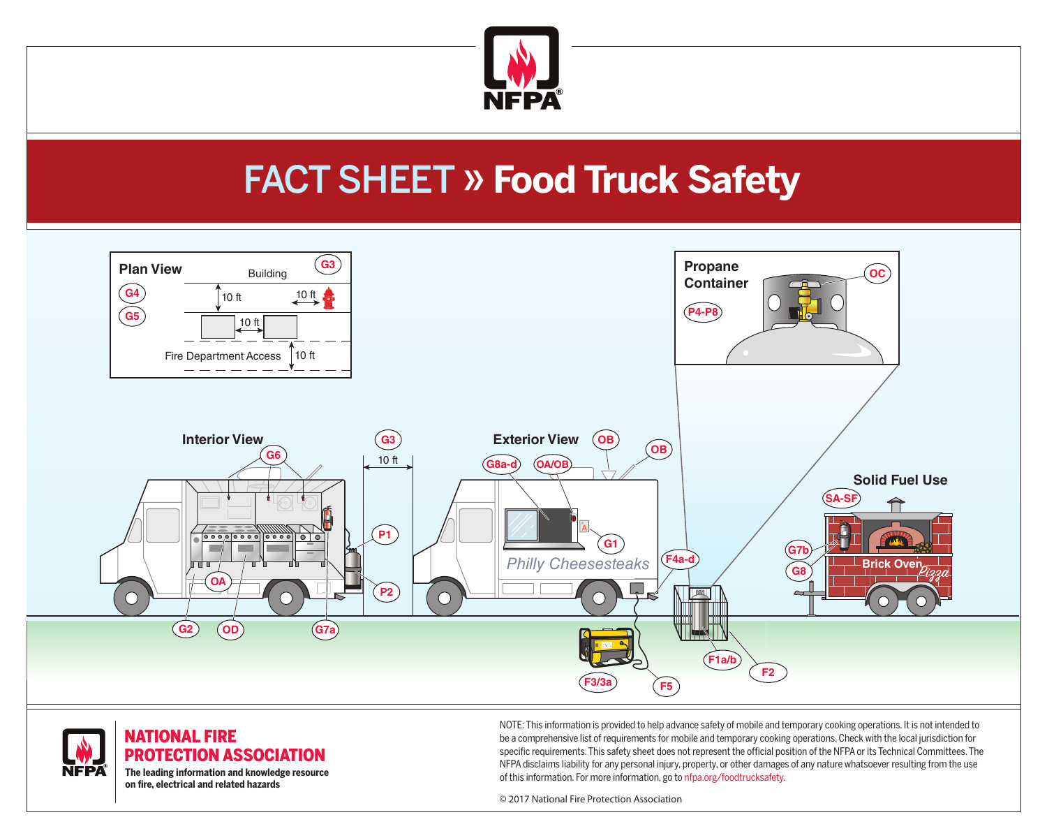# FACT SHEET » Food Truck Safety

**Plan View**

Building

G3 G4 G5

10 ft | 10 ft | 10 ft | 10 ft

Fire Department Access

**Propane Container**

OC

P4-P8

**Interior View**

G6 G3 10 ft P1 P2 OA G2 OD G7a

**Exterior View**

OB OB G8a-d OA/OB G1 F4a-d

Philly Cheesesteaks

F3/3a F5 F1a/b F2

**Solid Fuel Use**

SA-SF G7b G8

Brick Oven Pizza

**NATIONAL FIRE PROTECTION ASSOCIATION**

**The leading information and knowledge resource on fire, electrical and related hazards**

NOTE: This information is provided to help advance safety of mobile and temporary cooking operations. It is not intended to be a comprehensive list of requirements for mobile and temporary cooking operations. Check with the local jurisdiction for specific requirements. This safety sheet does not represent the official position of the NFPA or its Technical Committees. The NFPA disclaims liability for any personal injury, property, or other damages of any nature whatsoever resulting from the use of this information. For more information, go to nfpa.org/foodtrucksafety.

© 2017 National Fire Protection Association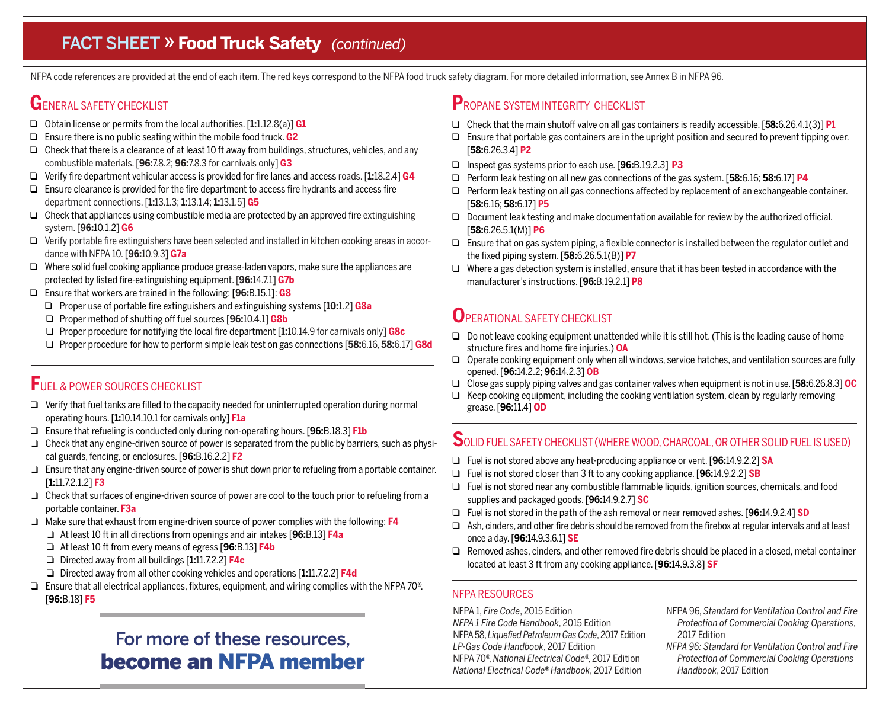# FACT SHEET » Food Truck Safety *(continued)*

NFPA code references are provided at the end of each item. The red keys correspond to the NFPA food truck safety diagram. For more detailed information, see Annex B in NFPA 96.

## GENERAL SAFETY CHECKLIST

- ❑ Obtain license or permits from the local authorities. [**1:**1.12.8(a)] **G1**
- ❑ Ensure there is no public seating within the mobile food truck. **G2**
- ❑ Check that there is a clearance of at least 10 ft away from buildings, structures, vehicles, and any combustible materials. [**96:**7.8.2; **96:**7.8.3 for carnivals only] **G3**
- ❑ Verify fire department vehicular access is provided for fire lanes and access roads. [**1:**18.2.4] **G4**
- ❑ Ensure clearance is provided for the fire department to access fire hydrants and access fire department connections. [**1:**13.1.3; **1:**13.1.4; **1:**13.1.5] **G5**
- ❑ Check that appliances using combustible media are protected by an approved fire extinguishing system. [**96:**10.1.2] **G6**
- ❑ Verify portable fire extinguishers have been selected and installed in kitchen cooking areas in accordance with NFPA 10. [**96:**10.9.3] **G7a**
- ❑ Where solid fuel cooking appliance produce grease-laden vapors, make sure the appliances are protected by listed fire-extinguishing equipment. [**96:**14.7.1] **G7b**
- ❑ Ensure that workers are trained in the following: [**96:**B.15.1]: **G8**
  - ❑ Proper use of portable fire extinguishers and extinguishing systems [**10:**1.2] **G8a**
  - ❑ Proper method of shutting off fuel sources [**96:**10.4.1] **G8b**
  - ❑ Proper procedure for notifying the local fire department [**1:**10.14.9 for carnivals only] **G8c**
  - ❑ Proper procedure for how to perform simple leak test on gas connections [**58:**6.16, **58:**6.17] **G8d**

## FUEL & POWER SOURCES CHECKLIST

- ❑ Verify that fuel tanks are filled to the capacity needed for uninterrupted operation during normal operating hours. [**1:**10.14.10.1 for carnivals only] **F1a**
- ❑ Ensure that refueling is conducted only during non-operating hours. [**96:**B.18.3] **F1b**
- ❑ Check that any engine-driven source of power is separated from the public by barriers, such as physical guards, fencing, or enclosures. [**96:**B.16.2.2] **F2**
- ❑ Ensure that any engine-driven source of power is shut down prior to refueling from a portable container. [**1:**11.7.2.1.2] **F3**
- ❑ Check that surfaces of engine-driven source of power are cool to the touch prior to refueling from a portable container. **F3a**
- ❑ Make sure that exhaust from engine-driven source of power complies with the following: **F4**
  - ❑ At least 10 ft in all directions from openings and air intakes [**96:**B.13] **F4a**
  - ❑ At least 10 ft from every means of egress [**96:**B.13] **F4b**
  - ❑ Directed away from all buildings [**1:**11.7.2.2] **F4c**
  - ❑ Directed away from all other cooking vehicles and operations [**1:**11.7.2.2] **F4d**
- ❑ Ensure that all electrical appliances, fixtures, equipment, and wiring complies with the NFPA 70®. [**96:**B.18] **F5**

**For more of these resources, become an NFPA member**

## PROPANE SYSTEM INTEGRITY CHECKLIST

- ❑ Check that the main shutoff valve on all gas containers is readily accessible. [**58:**6.26.4.1(3)] **P1**
- ❑ Ensure that portable gas containers are in the upright position and secured to prevent tipping over. [**58:**6.26.3.4] **P2**
- ❑ Inspect gas systems prior to each use. [**96:**B.19.2.3] **P3**
- ❑ Perform leak testing on all new gas connections of the gas system. [**58:**6.16; **58:**6.17] **P4**
- ❑ Perform leak testing on all gas connections affected by replacement of an exchangeable container. [**58:**6.16; **58:**6.17] **P5**
- ❑ Document leak testing and make documentation available for review by the authorized official. [**58:**6.26.5.1(M)] **P6**
- ❑ Ensure that on gas system piping, a flexible connector is installed between the regulator outlet and the fixed piping system. [**58:**6.26.5.1(B)] **P7**
- ❑ Where a gas detection system is installed, ensure that it has been tested in accordance with the manufacturer's instructions. [**96:**B.19.2.1] **P8**

## OPERATIONAL SAFETY CHECKLIST

- ❑ Do not leave cooking equipment unattended while it is still hot. (This is the leading cause of home structure fires and home fire injuries.) **OA**
- ❑ Operate cooking equipment only when all windows, service hatches, and ventilation sources are fully opened. [**96:**14.2.2; **96:**14.2.3] **OB**
- ❑ Close gas supply piping valves and gas container valves when equipment is not in use. [**58:**6.26.8.3] **OC**
- ❑ Keep cooking equipment, including the cooking ventilation system, clean by regularly removing grease. [**96:**11.4] **OD**

## SOLID FUEL SAFETY CHECKLIST (WHERE WOOD, CHARCOAL, OR OTHER SOLID FUEL IS USED)

- ❑ Fuel is not stored above any heat-producing appliance or vent. [**96:**14.9.2.2] **SA**
- ❑ Fuel is not stored closer than 3 ft to any cooking appliance. [**96:**14.9.2.2] **SB**
- ❑ Fuel is not stored near any combustible flammable liquids, ignition sources, chemicals, and food supplies and packaged goods. [**96:**14.9.2.7] **SC**
- ❑ Fuel is not stored in the path of the ash removal or near removed ashes. [**96:**14.9.2.4] **SD**
- ❑ Ash, cinders, and other fire debris should be removed from the firebox at regular intervals and at least once a day. [**96:**14.9.3.6.1] **SE**
- ❑ Removed ashes, cinders, and other removed fire debris should be placed in a closed, metal container located at least 3 ft from any cooking appliance. [**96:**14.9.3.8] **SF**

## NFPA RESOURCES

NFPA 1, *Fire Code*, 2015 Edition
*NFPA 1 Fire Code Handbook*, 2015 Edition
NFPA 58, *Liquefied Petroleum Gas Code*, 2017 Edition
*LP-Gas Code Handbook*, 2017 Edition
NFPA 70®, *National Electrical Code*®, 2017 Edition
*National Electrical Code® Handbook*, 2017 Edition
NFPA 96, *Standard for Ventilation Control and Fire Protection of Commercial Cooking Operations*, 2017 Edition
*NFPA 96: Standard for Ventilation Control and Fire Protection of Commercial Cooking Operations Handbook*, 2017 Edition